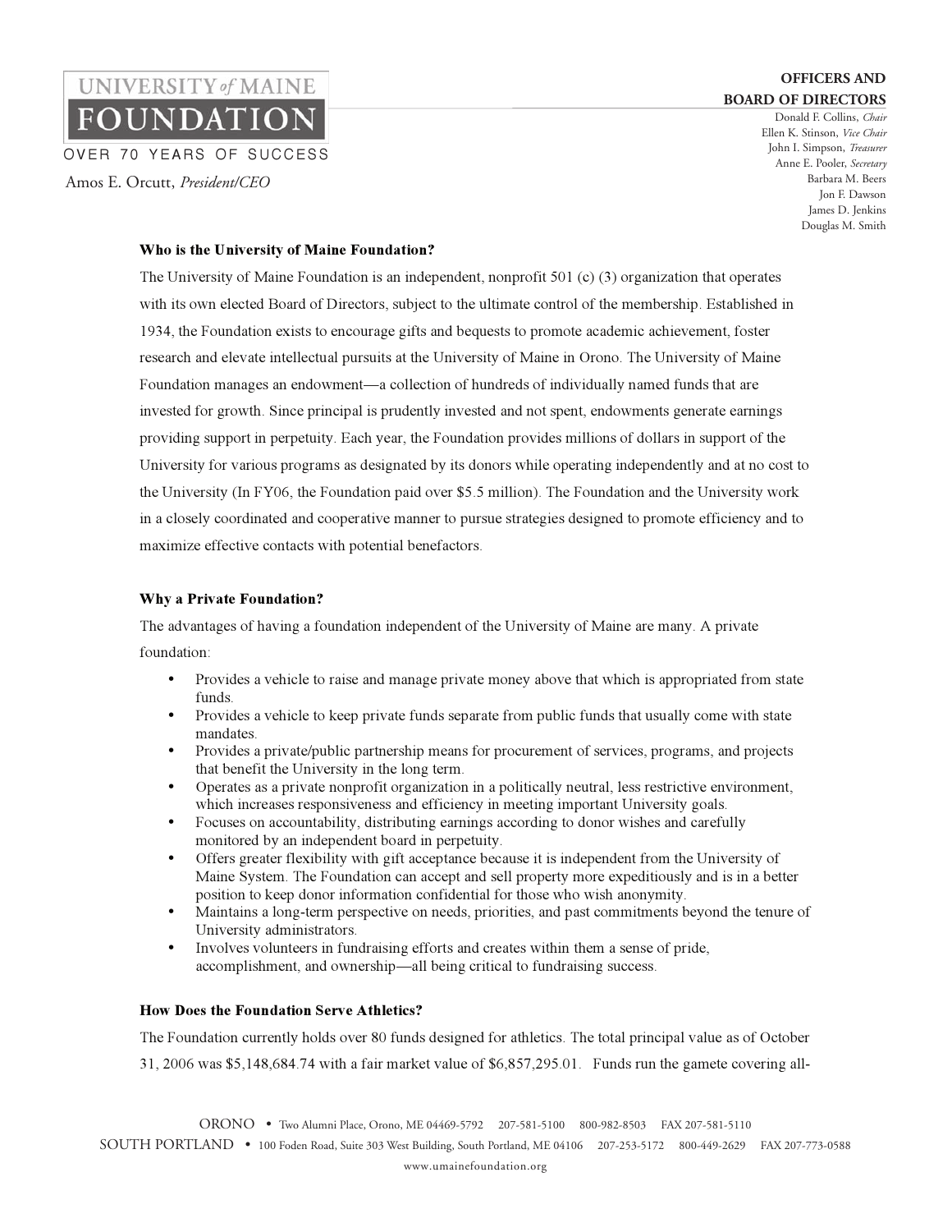UNIVERSITY *of* MAINE

FOUNDATION

OVER 70 YEARS OF SUCCESS

Amos E. Orcutt, *President/CEO*

**OFFICERS AND BOARD OF DIRECTORS**

Donald F. Collins, *Chair*
Ellen K. Stinson, *Vice Chair*
John I. Simpson, *Treasurer*
Anne E. Pooler, *Secretary*
Barbara M. Beers
Jon F. Dawson
James D. Jenkins
Douglas M. Smith

**Who is the University of Maine Foundation?**

The University of Maine Foundation is an independent, nonprofit 501 (c) (3) organization that operates with its own elected Board of Directors, subject to the ultimate control of the membership. Established in 1934, the Foundation exists to encourage gifts and bequests to promote academic achievement, foster research and elevate intellectual pursuits at the University of Maine in Orono. The University of Maine Foundation manages an endowment—a collection of hundreds of individually named funds that are invested for growth. Since principal is prudently invested and not spent, endowments generate earnings providing support in perpetuity. Each year, the Foundation provides millions of dollars in support of the University for various programs as designated by its donors while operating independently and at no cost to the University (In FY06, the Foundation paid over $5.5 million). The Foundation and the University work in a closely coordinated and cooperative manner to pursue strategies designed to promote efficiency and to maximize effective contacts with potential benefactors.

**Why a Private Foundation?**

The advantages of having a foundation independent of the University of Maine are many. A private foundation:

- Provides a vehicle to raise and manage private money above that which is appropriated from state funds.
- Provides a vehicle to keep private funds separate from public funds that usually come with state mandates.
- Provides a private/public partnership means for procurement of services, programs, and projects that benefit the University in the long term.
- Operates as a private nonprofit organization in a politically neutral, less restrictive environment, which increases responsiveness and efficiency in meeting important University goals.
- Focuses on accountability, distributing earnings according to donor wishes and carefully monitored by an independent board in perpetuity.
- Offers greater flexibility with gift acceptance because it is independent from the University of Maine System. The Foundation can accept and sell property more expeditiously and is in a better position to keep donor information confidential for those who wish anonymity.
- Maintains a long-term perspective on needs, priorities, and past commitments beyond the tenure of University administrators.
- Involves volunteers in fundraising efforts and creates within them a sense of pride, accomplishment, and ownership—all being critical to fundraising success.

**How Does the Foundation Serve Athletics?**

The Foundation currently holds over 80 funds designed for athletics. The total principal value as of October 31, 2006 was $5,148,684.74 with a fair market value of $6,857,295.01. Funds run the gamete covering all-

ORONO • Two Alumni Place, Orono, ME 04469-5792 207-581-5100 800-982-8503 FAX 207-581-5110
SOUTH PORTLAND • 100 Foden Road, Suite 303 West Building, South Portland, ME 04106 207-253-5172 800-449-2629 FAX 207-773-0588
www.umainefoundation.org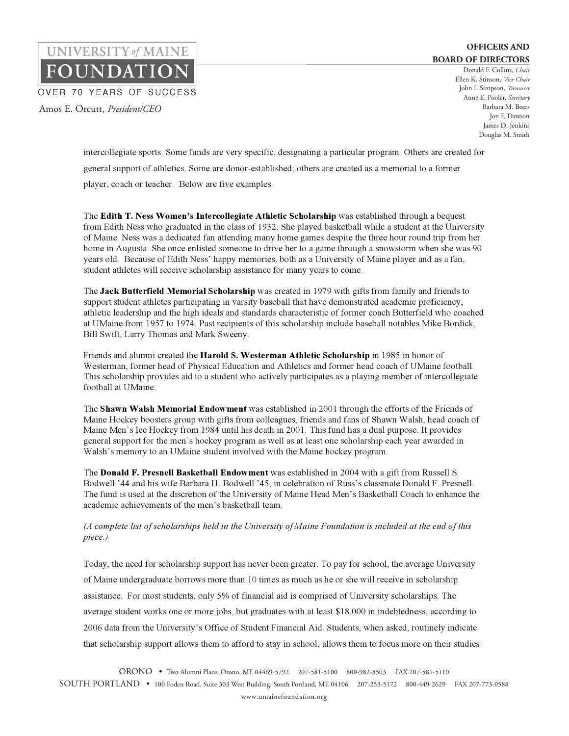intercollegiate sports. Some funds are very specific, designating a particular program. Others are created for general support of athletics. Some are donor-established; others are created as a memorial to a former player, coach or teacher. Below are five examples.

The **Edith T. Ness Women's Intercollegiate Athletic Scholarship** was established through a bequest from Edith Ness who graduated in the class of 1932. She played basketball while a student at the University of Maine. Ness was a dedicated fan attending many home games despite the three hour round trip from her home in Augusta. She once enlisted someone to drive her to a game through a snowstorm when she was 90 years old. Because of Edith Ness' happy memories, both as a University of Maine player and as a fan, student athletes will receive scholarship assistance for many years to come.

The **Jack Butterfield Memorial Scholarship** was created in 1979 with gifts from family and friends to support student athletes participating in varsity baseball that have demonstrated academic proficiency, athletic leadership and the high ideals and standards characteristic of former coach Butterfield who coached at UMaine from 1957 to 1974. Past recipients of this scholarship include baseball notables Mike Bordick, Bill Swift, Larry Thomas and Mark Sweeny.

Friends and alumni created the **Harold S. Westerman Athletic Scholarship** in 1985 in honor of Westerman, former head of Physical Education and Athletics and former head coach of UMaine football. This scholarship provides aid to a student who actively participates as a playing member of intercollegiate football at UMaine.

The **Shawn Walsh Memorial Endowment** was established in 2001 through the efforts of the Friends of Maine Hockey boosters group with gifts from colleagues, friends and fans of Shawn Walsh, head coach of Maine Men's Ice Hockey from 1984 until his death in 2001. This fund has a dual purpose. It provides general support for the men's hockey program as well as at least one scholarship each year awarded in Walsh's memory to an UMaine student involved with the Maine hockey program.

The **Donald F. Presnell Basketball Endowment** was established in 2004 with a gift from Russell S. Bodwell '44 and his wife Barbara H. Bodwell '45, in celebration of Russ's classmate Donald F. Presnell. The fund is used at the discretion of the University of Maine Head Men's Basketball Coach to enhance the academic achievements of the men's basketball team.

*(A complete list of scholarships held in the University of Maine Foundation is included at the end of this piece.)*

Today, the need for scholarship support has never been greater. To pay for school, the average University of Maine undergraduate borrows more than 10 times as much as he or she will receive in scholarship assistance. For most students, only 5% of financial aid is comprised of University scholarships. The average student works one or more jobs, but graduates with at least $18,000 in indebtedness, according to 2006 data from the University's Office of Student Financial Aid. Students, when asked, routinely indicate that scholarship support allows them to afford to stay in school; allows them to focus more on their studies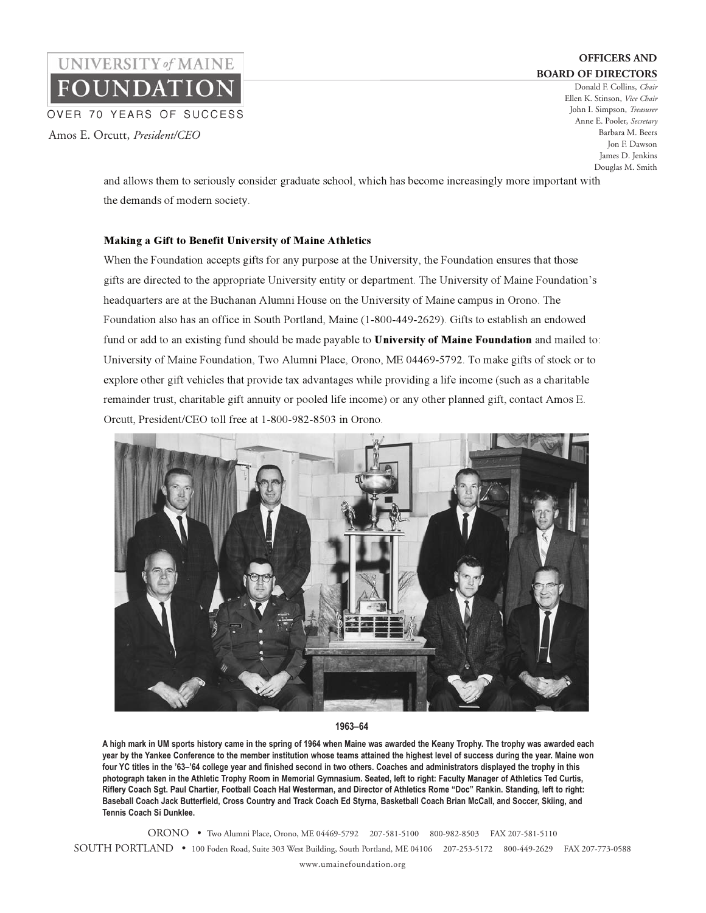and allows them to seriously consider graduate school, which has become increasingly more important with the demands of modern society.

### Making a Gift to Benefit University of Maine Athletics

When the Foundation accepts gifts for any purpose at the University, the Foundation ensures that those gifts are directed to the appropriate University entity or department. The University of Maine Foundation's headquarters are at the Buchanan Alumni House on the University of Maine campus in Orono. The Foundation also has an office in South Portland, Maine (1-800-449-2629). Gifts to establish an endowed fund or add to an existing fund should be made payable to **University of Maine Foundation** and mailed to: University of Maine Foundation, Two Alumni Place, Orono, ME 04469-5792. To make gifts of stock or to explore other gift vehicles that provide tax advantages while providing a life income (such as a charitable remainder trust, charitable gift annuity or pooled life income) or any other planned gift, contact Amos E. Orcutt, President/CEO toll free at 1-800-982-8503 in Orono.

**1963–64**

**A high mark in UM sports history came in the spring of 1964 when Maine was awarded the Keany Trophy. The trophy was awarded each year by the Yankee Conference to the member institution whose teams attained the highest level of success during the year. Maine won four YC titles in the '63–'64 college year and finished second in two others. Coaches and administrators displayed the trophy in this photograph taken in the Athletic Trophy Room in Memorial Gymnasium. Seated, left to right: Faculty Manager of Athletics Ted Curtis, Riflery Coach Sgt. Paul Chartier, Football Coach Hal Westerman, and Director of Athletics Rome "Doc" Rankin. Standing, left to right: Baseball Coach Jack Butterfield, Cross Country and Track Coach Ed Styrna, Basketball Coach Brian McCall, and Soccer, Skiing, and Tennis Coach Si Dunklee.**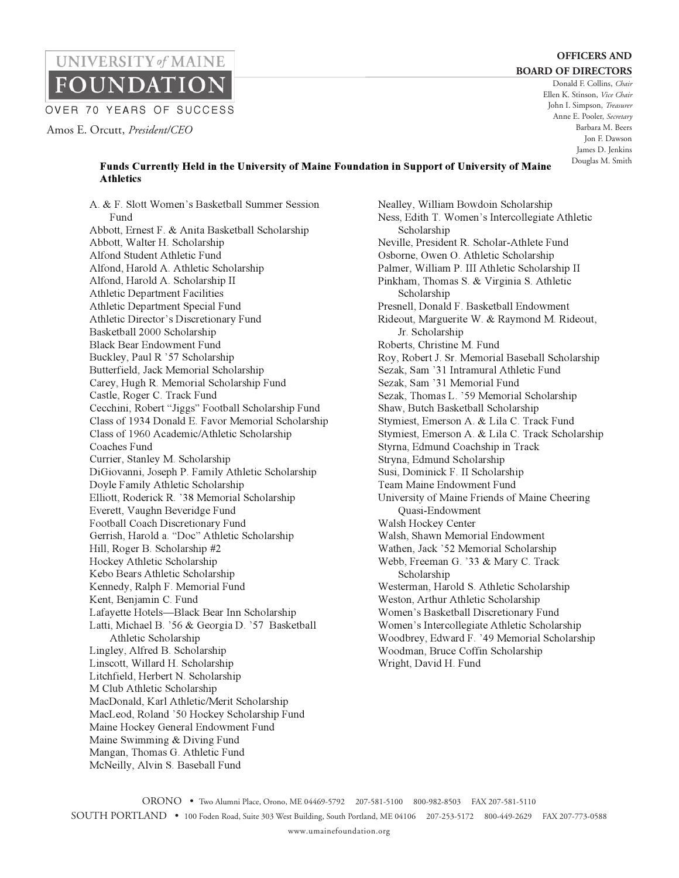UNIVERSITY of MAINE
FOUNDATION
OVER 70 YEARS OF SUCCESS

Amos E. Orcutt, *President/CEO*

**OFFICERS AND BOARD OF DIRECTORS**

Donald F. Collins, *Chair*
Ellen K. Stinson, *Vice Chair*
John I. Simpson, *Treasurer*
Anne E. Pooler, *Secretary*
Barbara M. Beers
Jon F. Dawson
James D. Jenkins
Douglas M. Smith

**Funds Currently Held in the University of Maine Foundation in Support of University of Maine Athletics**

A. & F. Slott Women's Basketball Summer Session Fund
Abbott, Ernest F. & Anita Basketball Scholarship
Abbott, Walter H. Scholarship
Alfond Student Athletic Fund
Alfond, Harold A. Athletic Scholarship
Alfond, Harold A. Scholarship II
Athletic Department Facilities
Athletic Department Special Fund
Athletic Director's Discretionary Fund
Basketball 2000 Scholarship
Black Bear Endowment Fund
Buckley, Paul R '57 Scholarship
Butterfield, Jack Memorial Scholarship
Carey, Hugh R. Memorial Scholarship Fund
Castle, Roger C. Track Fund
Cecchini, Robert "Jiggs" Football Scholarship Fund
Class of 1934 Donald E. Favor Memorial Scholarship
Class of 1960 Academic/Athletic Scholarship
Coaches Fund
Currier, Stanley M. Scholarship
DiGiovanni, Joseph P. Family Athletic Scholarship
Doyle Family Athletic Scholarship
Elliott, Roderick R. '38 Memorial Scholarship
Everett, Vaughn Beveridge Fund
Football Coach Discretionary Fund
Gerrish, Harold a. "Doc" Athletic Scholarship
Hill, Roger B. Scholarship #2
Hockey Athletic Scholarship
Kebo Bears Athletic Scholarship
Kennedy, Ralph F. Memorial Fund
Kent, Benjamin C. Fund
Lafayette Hotels—Black Bear Inn Scholarship
Latti, Michael B. '56 & Georgia D. '57 Basketball Athletic Scholarship
Lingley, Alfred B. Scholarship
Linscott, Willard H. Scholarship
Litchfield, Herbert N. Scholarship
M Club Athletic Scholarship
MacDonald, Karl Athletic/Merit Scholarship
MacLeod, Roland '50 Hockey Scholarship Fund
Maine Hockey General Endowment Fund
Maine Swimming & Diving Fund
Mangan, Thomas G. Athletic Fund
McNeilly, Alvin S. Baseball Fund
Nealley, William Bowdoin Scholarship
Ness, Edith T. Women's Intercollegiate Athletic Scholarship
Neville, President R. Scholar-Athlete Fund
Osborne, Owen O. Athletic Scholarship
Palmer, William P. III Athletic Scholarship II
Pinkham, Thomas S. & Virginia S. Athletic Scholarship
Presnell, Donald F. Basketball Endowment
Rideout, Marguerite W. & Raymond M. Rideout, Jr. Scholarship
Roberts, Christine M. Fund
Roy, Robert J. Sr. Memorial Baseball Scholarship
Sezak, Sam '31 Intramural Athletic Fund
Sezak, Sam '31 Memorial Fund
Sezak, Thomas L. '59 Memorial Scholarship
Shaw, Butch Basketball Scholarship
Stymiest, Emerson A. & Lila C. Track Fund
Stymiest, Emerson A. & Lila C. Track Scholarship
Styrna, Edmund Coachship in Track
Stryna, Edmund Scholarship
Susi, Dominick F. II Scholarship
Team Maine Endowment Fund
University of Maine Friends of Maine Cheering Quasi-Endowment
Walsh Hockey Center
Walsh, Shawn Memorial Endowment
Wathen, Jack '52 Memorial Scholarship
Webb, Freeman G. '33 & Mary C. Track Scholarship
Westerman, Harold S. Athletic Scholarship
Weston, Arthur Athletic Scholarship
Women's Basketball Discretionary Fund
Women's Intercollegiate Athletic Scholarship
Woodbrey, Edward F. '49 Memorial Scholarship
Woodman, Bruce Coffin Scholarship
Wright, David H. Fund

ORONO • Two Alumni Place, Orono, ME 04469-5792 207-581-5100 800-982-8503 FAX 207-581-5110
SOUTH PORTLAND • 100 Foden Road, Suite 303 West Building, South Portland, ME 04106 207-253-5172 800-449-2629 FAX 207-773-0588
www.umainefoundation.org